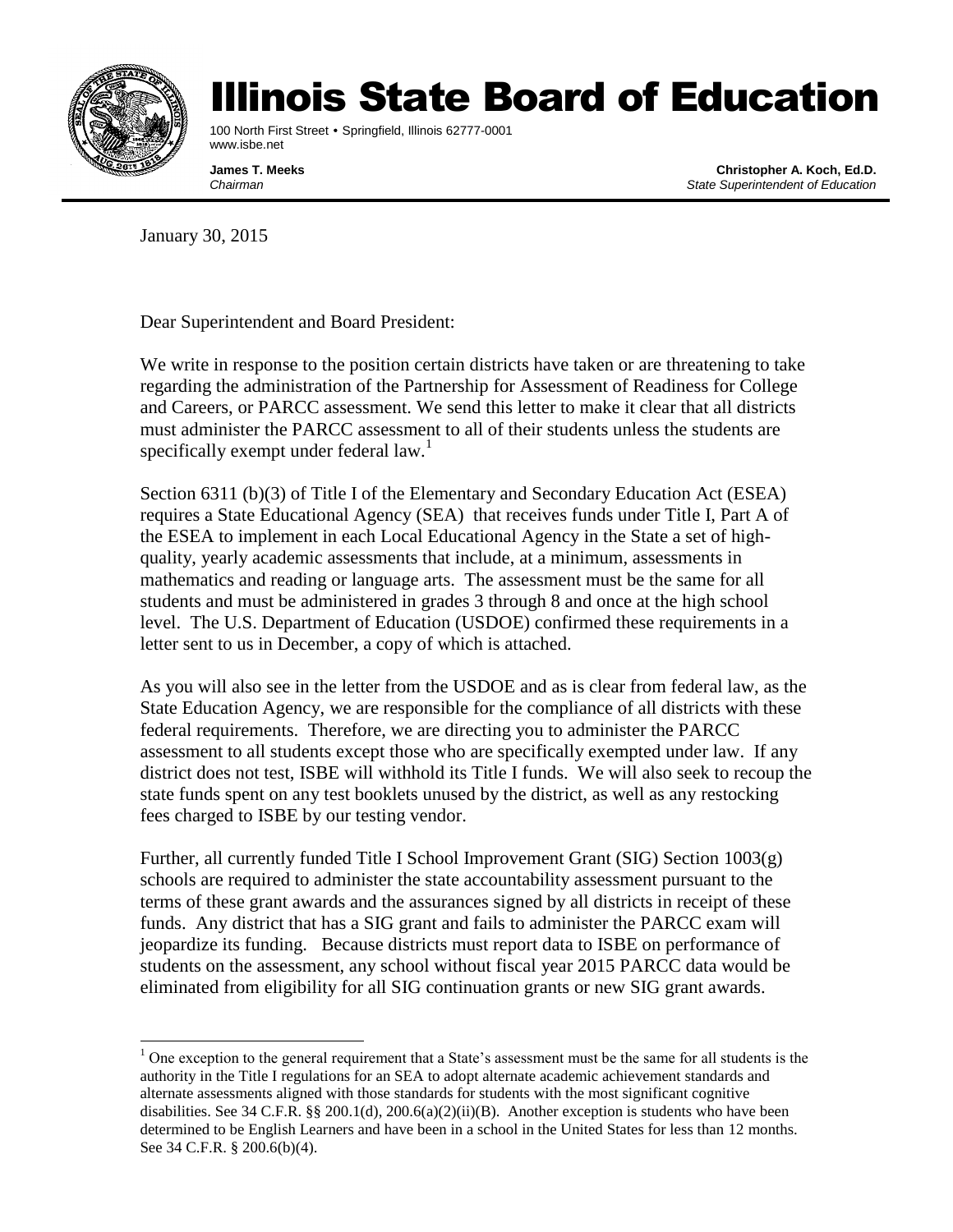# Illinois State Board of Education

100 North First Street • Springfield, Illinois 62777-0001
www.isbe.net

**James T. Meeks**
*Chairman*

**Christopher A. Koch, Ed.D.**
*State Superintendent of Education*

January 30, 2015

Dear Superintendent and Board President:

We write in response to the position certain districts have taken or are threatening to take regarding the administration of the Partnership for Assessment of Readiness for College and Careers, or PARCC assessment. We send this letter to make it clear that all districts must administer the PARCC assessment to all of their students unless the students are specifically exempt under federal law.[1]

Section 6311 (b)(3) of Title I of the Elementary and Secondary Education Act (ESEA) requires a State Educational Agency (SEA) that receives funds under Title I, Part A of the ESEA to implement in each Local Educational Agency in the State a set of high-quality, yearly academic assessments that include, at a minimum, assessments in mathematics and reading or language arts. The assessment must be the same for all students and must be administered in grades 3 through 8 and once at the high school level. The U.S. Department of Education (USDOE) confirmed these requirements in a letter sent to us in December, a copy of which is attached.

As you will also see in the letter from the USDOE and as is clear from federal law, as the State Education Agency, we are responsible for the compliance of all districts with these federal requirements. Therefore, we are directing you to administer the PARCC assessment to all students except those who are specifically exempted under law. If any district does not test, ISBE will withhold its Title I funds. We will also seek to recoup the state funds spent on any test booklets unused by the district, as well as any restocking fees charged to ISBE by our testing vendor.

Further, all currently funded Title I School Improvement Grant (SIG) Section 1003(g) schools are required to administer the state accountability assessment pursuant to the terms of these grant awards and the assurances signed by all districts in receipt of these funds. Any district that has a SIG grant and fails to administer the PARCC exam will jeopardize its funding. Because districts must report data to ISBE on performance of students on the assessment, any school without fiscal year 2015 PARCC data would be eliminated from eligibility for all SIG continuation grants or new SIG grant awards.

---

[1] One exception to the general requirement that a State's assessment must be the same for all students is the authority in the Title I regulations for an SEA to adopt alternate academic achievement standards and alternate assessments aligned with those standards for students with the most significant cognitive disabilities. See 34 C.F.R. §§ 200.1(d), 200.6(a)(2)(ii)(B). Another exception is students who have been determined to be English Learners and have been in a school in the United States for less than 12 months. See 34 C.F.R. § 200.6(b)(4).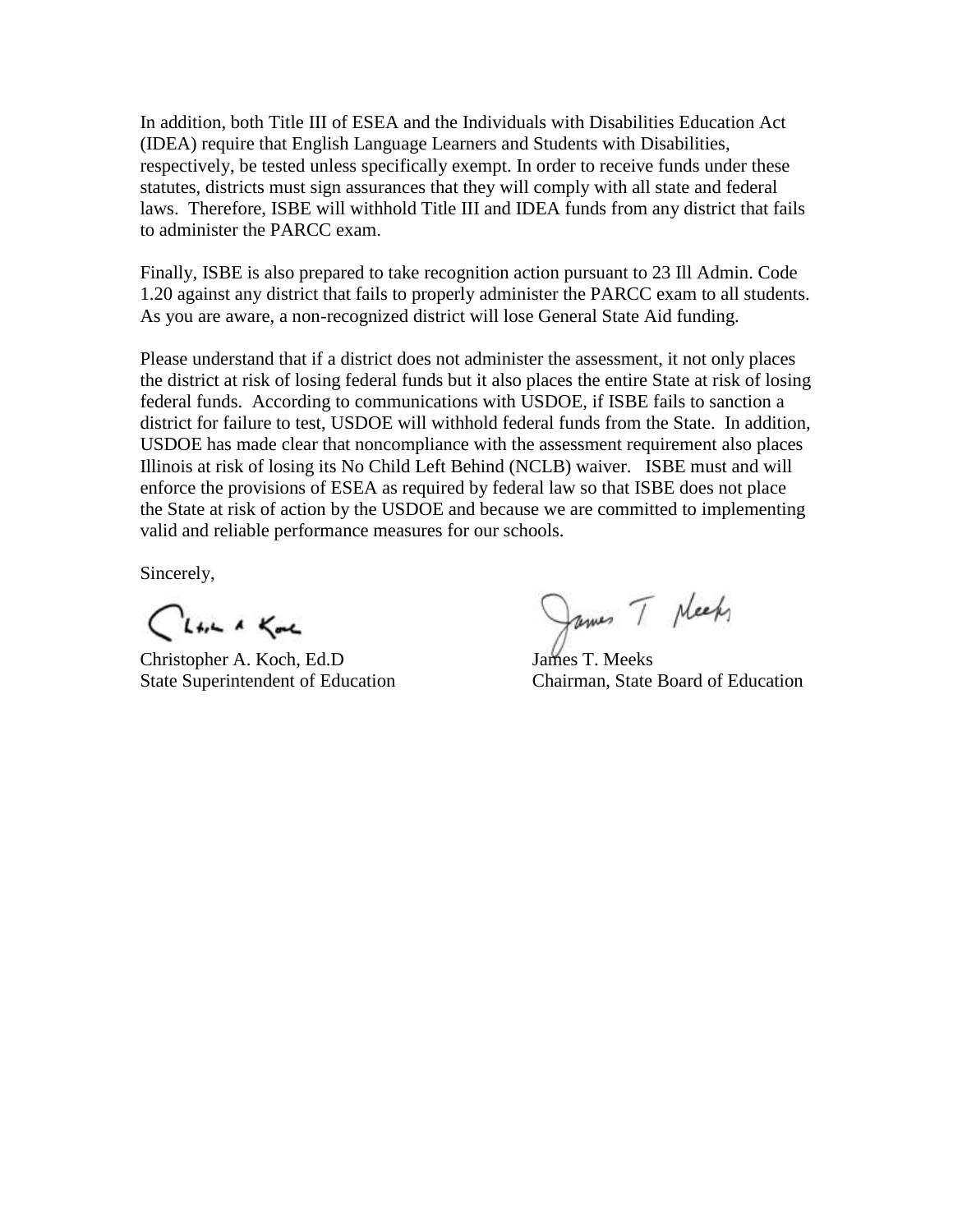In addition, both Title III of ESEA and the Individuals with Disabilities Education Act (IDEA) require that English Language Learners and Students with Disabilities, respectively, be tested unless specifically exempt. In order to receive funds under these statutes, districts must sign assurances that they will comply with all state and federal laws. Therefore, ISBE will withhold Title III and IDEA funds from any district that fails to administer the PARCC exam.

Finally, ISBE is also prepared to take recognition action pursuant to 23 Ill Admin. Code 1.20 against any district that fails to properly administer the PARCC exam to all students. As you are aware, a non-recognized district will lose General State Aid funding.

Please understand that if a district does not administer the assessment, it not only places the district at risk of losing federal funds but it also places the entire State at risk of losing federal funds. According to communications with USDOE, if ISBE fails to sanction a district for failure to test, USDOE will withhold federal funds from the State. In addition, USDOE has made clear that noncompliance with the assessment requirement also places Illinois at risk of losing its No Child Left Behind (NCLB) waiver. ISBE must and will enforce the provisions of ESEA as required by federal law so that ISBE does not place the State at risk of action by the USDOE and because we are committed to implementing valid and reliable performance measures for our schools.

Sincerely,

Christopher A. Koch, Ed.D
State Superintendent of Education

James T. Meeks
Chairman, State Board of Education